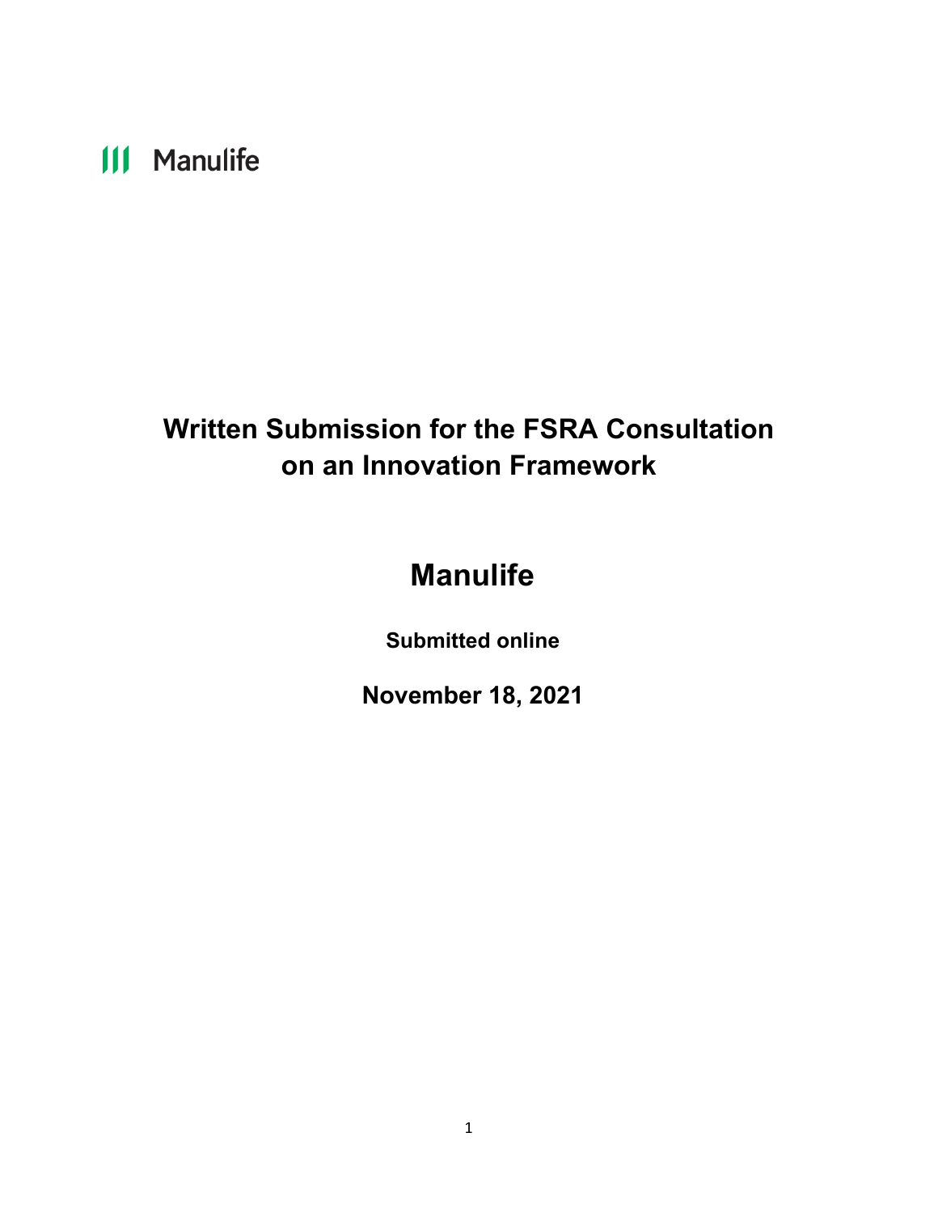Manulife

# Written Submission for the FSRA Consultation on an Innovation Framework

## Manulife

**Submitted online**

**November 18, 2021**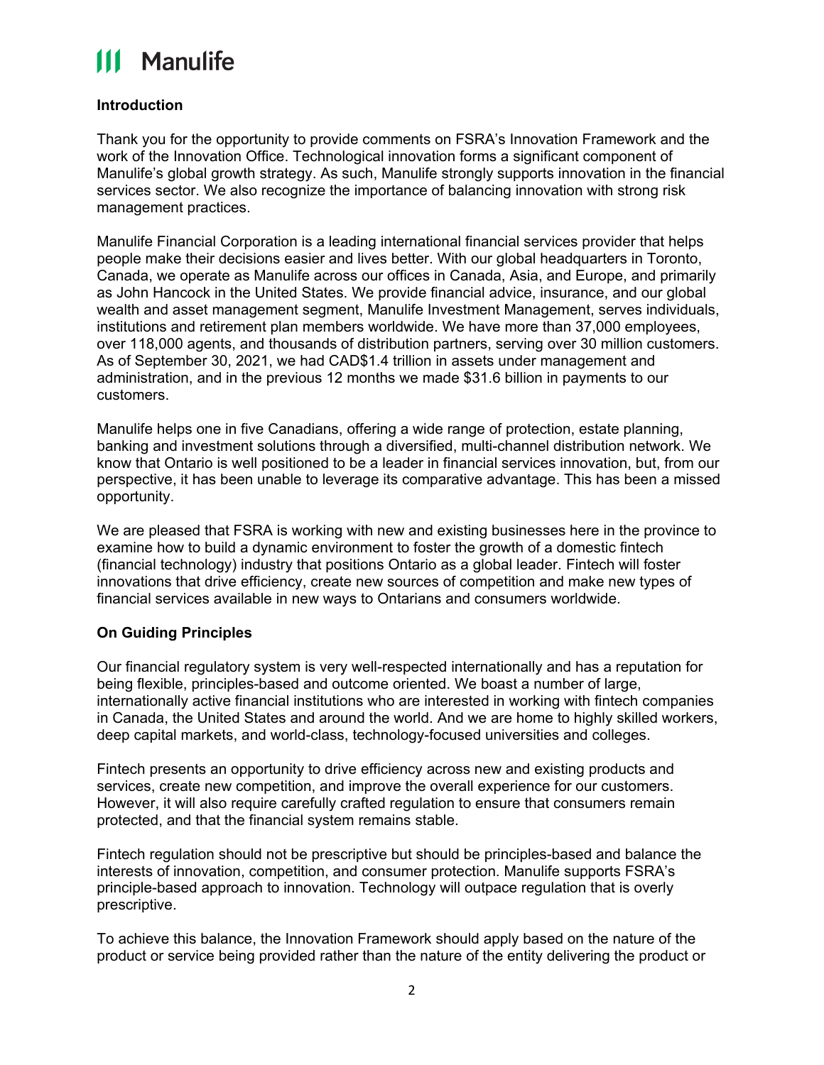## Introduction

Thank you for the opportunity to provide comments on FSRA's Innovation Framework and the work of the Innovation Office. Technological innovation forms a significant component of Manulife's global growth strategy. As such, Manulife strongly supports innovation in the financial services sector. We also recognize the importance of balancing innovation with strong risk management practices.

Manulife Financial Corporation is a leading international financial services provider that helps people make their decisions easier and lives better. With our global headquarters in Toronto, Canada, we operate as Manulife across our offices in Canada, Asia, and Europe, and primarily as John Hancock in the United States. We provide financial advice, insurance, and our global wealth and asset management segment, Manulife Investment Management, serves individuals, institutions and retirement plan members worldwide. We have more than 37,000 employees, over 118,000 agents, and thousands of distribution partners, serving over 30 million customers. As of September 30, 2021, we had CAD$1.4 trillion in assets under management and administration, and in the previous 12 months we made $31.6 billion in payments to our customers.

Manulife helps one in five Canadians, offering a wide range of protection, estate planning, banking and investment solutions through a diversified, multi-channel distribution network. We know that Ontario is well positioned to be a leader in financial services innovation, but, from our perspective, it has been unable to leverage its comparative advantage. This has been a missed opportunity.

We are pleased that FSRA is working with new and existing businesses here in the province to examine how to build a dynamic environment to foster the growth of a domestic fintech (financial technology) industry that positions Ontario as a global leader. Fintech will foster innovations that drive efficiency, create new sources of competition and make new types of financial services available in new ways to Ontarians and consumers worldwide.

## On Guiding Principles

Our financial regulatory system is very well-respected internationally and has a reputation for being flexible, principles-based and outcome oriented. We boast a number of large, internationally active financial institutions who are interested in working with fintech companies in Canada, the United States and around the world. And we are home to highly skilled workers, deep capital markets, and world-class, technology-focused universities and colleges.

Fintech presents an opportunity to drive efficiency across new and existing products and services, create new competition, and improve the overall experience for our customers. However, it will also require carefully crafted regulation to ensure that consumers remain protected, and that the financial system remains stable.

Fintech regulation should not be prescriptive but should be principles-based and balance the interests of innovation, competition, and consumer protection. Manulife supports FSRA's principle-based approach to innovation. Technology will outpace regulation that is overly prescriptive.

To achieve this balance, the Innovation Framework should apply based on the nature of the product or service being provided rather than the nature of the entity delivering the product or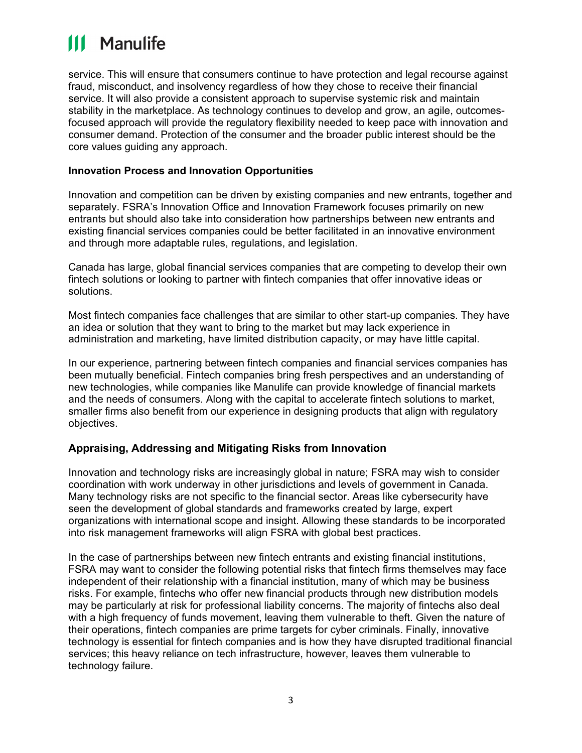service. This will ensure that consumers continue to have protection and legal recourse against fraud, misconduct, and insolvency regardless of how they chose to receive their financial service. It will also provide a consistent approach to supervise systemic risk and maintain stability in the marketplace. As technology continues to develop and grow, an agile, outcomes-focused approach will provide the regulatory flexibility needed to keep pace with innovation and consumer demand. Protection of the consumer and the broader public interest should be the core values guiding any approach.

**Innovation Process and Innovation Opportunities**

Innovation and competition can be driven by existing companies and new entrants, together and separately. FSRA's Innovation Office and Innovation Framework focuses primarily on new entrants but should also take into consideration how partnerships between new entrants and existing financial services companies could be better facilitated in an innovative environment and through more adaptable rules, regulations, and legislation.

Canada has large, global financial services companies that are competing to develop their own fintech solutions or looking to partner with fintech companies that offer innovative ideas or solutions.

Most fintech companies face challenges that are similar to other start-up companies. They have an idea or solution that they want to bring to the market but may lack experience in administration and marketing, have limited distribution capacity, or may have little capital.

In our experience, partnering between fintech companies and financial services companies has been mutually beneficial. Fintech companies bring fresh perspectives and an understanding of new technologies, while companies like Manulife can provide knowledge of financial markets and the needs of consumers. Along with the capital to accelerate fintech solutions to market, smaller firms also benefit from our experience in designing products that align with regulatory objectives.

## Appraising, Addressing and Mitigating Risks from Innovation

Innovation and technology risks are increasingly global in nature; FSRA may wish to consider coordination with work underway in other jurisdictions and levels of government in Canada. Many technology risks are not specific to the financial sector. Areas like cybersecurity have seen the development of global standards and frameworks created by large, expert organizations with international scope and insight. Allowing these standards to be incorporated into risk management frameworks will align FSRA with global best practices.

In the case of partnerships between new fintech entrants and existing financial institutions, FSRA may want to consider the following potential risks that fintech firms themselves may face independent of their relationship with a financial institution, many of which may be business risks. For example, fintechs who offer new financial products through new distribution models may be particularly at risk for professional liability concerns. The majority of fintechs also deal with a high frequency of funds movement, leaving them vulnerable to theft. Given the nature of their operations, fintech companies are prime targets for cyber criminals. Finally, innovative technology is essential for fintech companies and is how they have disrupted traditional financial services; this heavy reliance on tech infrastructure, however, leaves them vulnerable to technology failure.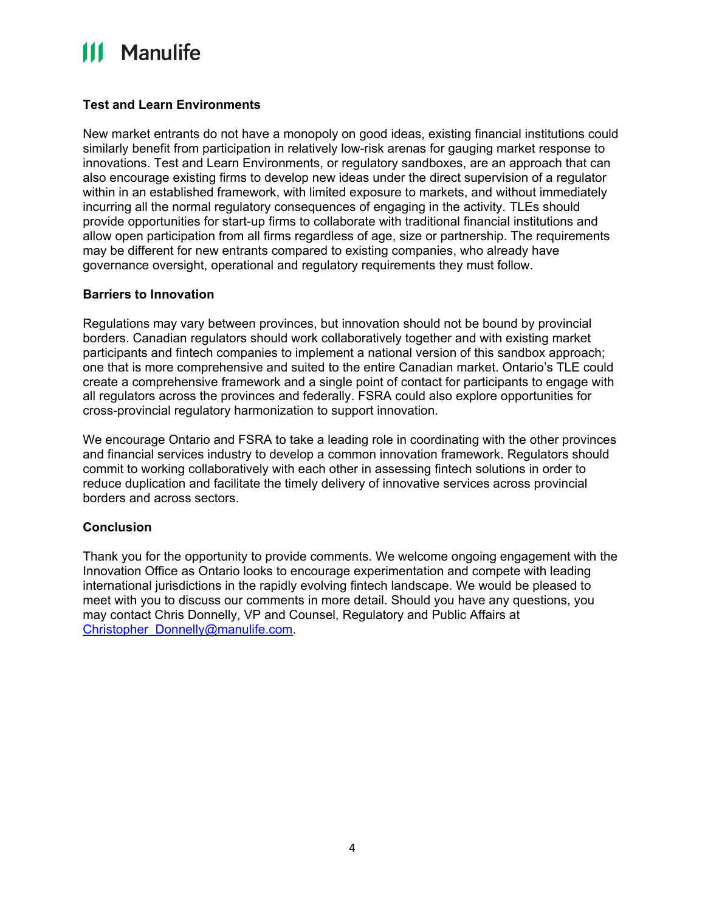### Test and Learn Environments

New market entrants do not have a monopoly on good ideas, existing financial institutions could similarly benefit from participation in relatively low-risk arenas for gauging market response to innovations. Test and Learn Environments, or regulatory sandboxes, are an approach that can also encourage existing firms to develop new ideas under the direct supervision of a regulator within in an established framework, with limited exposure to markets, and without immediately incurring all the normal regulatory consequences of engaging in the activity. TLEs should provide opportunities for start-up firms to collaborate with traditional financial institutions and allow open participation from all firms regardless of age, size or partnership. The requirements may be different for new entrants compared to existing companies, who already have governance oversight, operational and regulatory requirements they must follow.

### Barriers to Innovation

Regulations may vary between provinces, but innovation should not be bound by provincial borders. Canadian regulators should work collaboratively together and with existing market participants and fintech companies to implement a national version of this sandbox approach; one that is more comprehensive and suited to the entire Canadian market. Ontario's TLE could create a comprehensive framework and a single point of contact for participants to engage with all regulators across the provinces and federally. FSRA could also explore opportunities for cross-provincial regulatory harmonization to support innovation.

We encourage Ontario and FSRA to take a leading role in coordinating with the other provinces and financial services industry to develop a common innovation framework. Regulators should commit to working collaboratively with each other in assessing fintech solutions in order to reduce duplication and facilitate the timely delivery of innovative services across provincial borders and across sectors.

### Conclusion

Thank you for the opportunity to provide comments. We welcome ongoing engagement with the Innovation Office as Ontario looks to encourage experimentation and compete with leading international jurisdictions in the rapidly evolving fintech landscape. We would be pleased to meet with you to discuss our comments in more detail. Should you have any questions, you may contact Chris Donnelly, VP and Counsel, Regulatory and Public Affairs at Christopher_Donnelly@manulife.com.